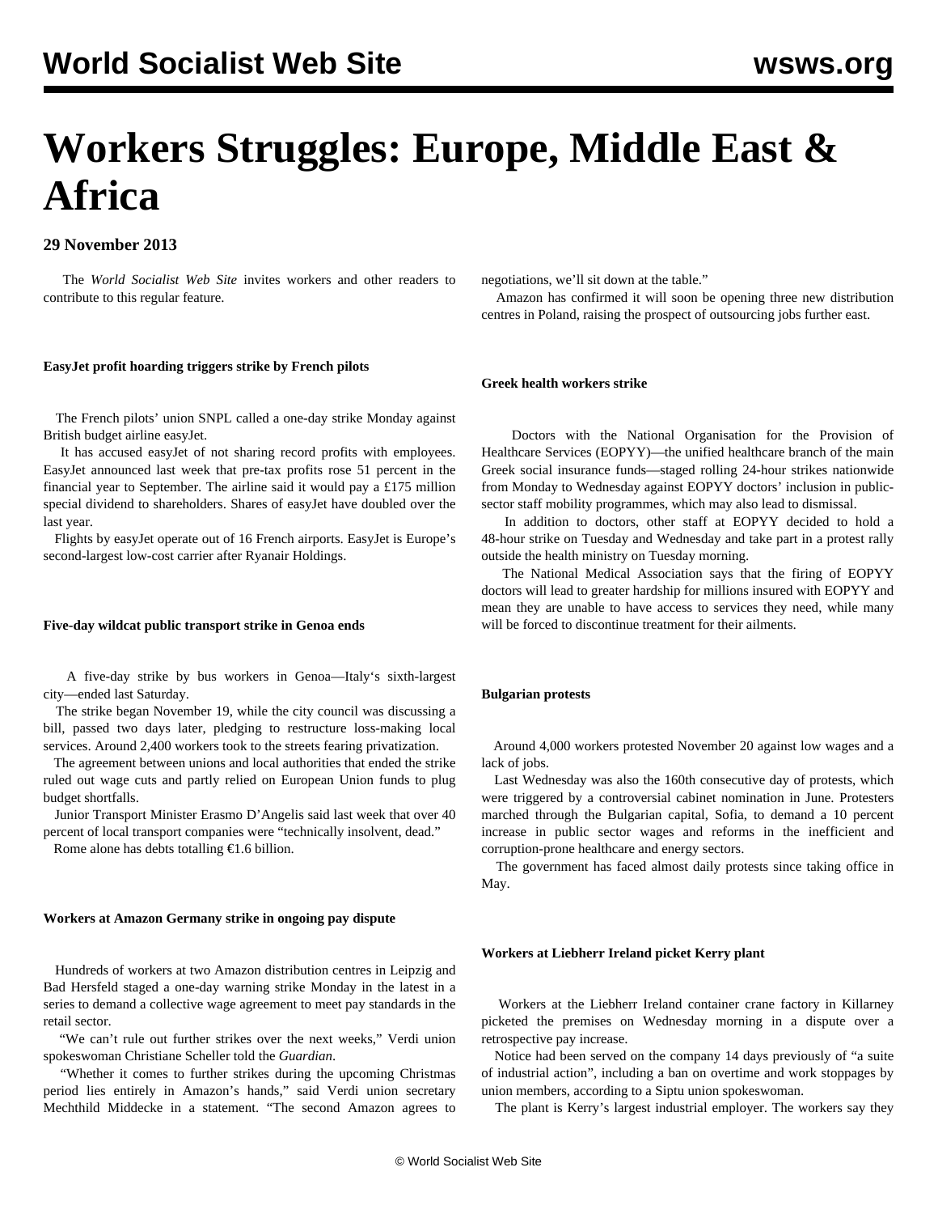# Workers Struggles: Europe, Middle East & Africa

**29 November 2013**

The *World Socialist Web Site* invites workers and other readers to contribute to this regular feature.

**EasyJet profit hoarding triggers strike by French pilots**

The French pilots' union SNPL called a one-day strike Monday against British budget airline easyJet.

It has accused easyJet of not sharing record profits with employees. EasyJet announced last week that pre-tax profits rose 51 percent in the financial year to September. The airline said it would pay a £175 million special dividend to shareholders. Shares of easyJet have doubled over the last year.

Flights by easyJet operate out of 16 French airports. EasyJet is Europe's second-largest low-cost carrier after Ryanair Holdings.

**Five-day wildcat public transport strike in Genoa ends**

A five-day strike by bus workers in Genoa—Italy's sixth-largest city—ended last Saturday.

The strike began November 19, while the city council was discussing a bill, passed two days later, pledging to restructure loss-making local services. Around 2,400 workers took to the streets fearing privatization.

The agreement between unions and local authorities that ended the strike ruled out wage cuts and partly relied on European Union funds to plug budget shortfalls.

Junior Transport Minister Erasmo D'Angelis said last week that over 40 percent of local transport companies were "technically insolvent, dead."

Rome alone has debts totalling €1.6 billion.

**Workers at Amazon Germany strike in ongoing pay dispute**

Hundreds of workers at two Amazon distribution centres in Leipzig and Bad Hersfeld staged a one-day warning strike Monday in the latest in a series to demand a collective wage agreement to meet pay standards in the retail sector.

"We can't rule out further strikes over the next weeks," Verdi union spokeswoman Christiane Scheller told the *Guardian*.

"Whether it comes to further strikes during the upcoming Christmas period lies entirely in Amazon's hands," said Verdi union secretary Mechthild Middecke in a statement. "The second Amazon agrees to negotiations, we'll sit down at the table."

Amazon has confirmed it will soon be opening three new distribution centres in Poland, raising the prospect of outsourcing jobs further east.

**Greek health workers strike**

Doctors with the National Organisation for the Provision of Healthcare Services (EOPYY)—the unified healthcare branch of the main Greek social insurance funds—staged rolling 24-hour strikes nationwide from Monday to Wednesday against EOPYY doctors' inclusion in public-sector staff mobility programmes, which may also lead to dismissal.

In addition to doctors, other staff at EOPYY decided to hold a 48-hour strike on Tuesday and Wednesday and take part in a protest rally outside the health ministry on Tuesday morning.

The National Medical Association says that the firing of EOPYY doctors will lead to greater hardship for millions insured with EOPYY and mean they are unable to have access to services they need, while many will be forced to discontinue treatment for their ailments.

**Bulgarian protests**

Around 4,000 workers protested November 20 against low wages and a lack of jobs.

Last Wednesday was also the 160th consecutive day of protests, which were triggered by a controversial cabinet nomination in June. Protesters marched through the Bulgarian capital, Sofia, to demand a 10 percent increase in public sector wages and reforms in the inefficient and corruption-prone healthcare and energy sectors.

The government has faced almost daily protests since taking office in May.

**Workers at Liebherr Ireland picket Kerry plant**

Workers at the Liebherr Ireland container crane factory in Killarney picketed the premises on Wednesday morning in a dispute over a retrospective pay increase.

Notice had been served on the company 14 days previously of "a suite of industrial action", including a ban on overtime and work stoppages by union members, according to a Siptu union spokeswoman.

The plant is Kerry's largest industrial employer. The workers say they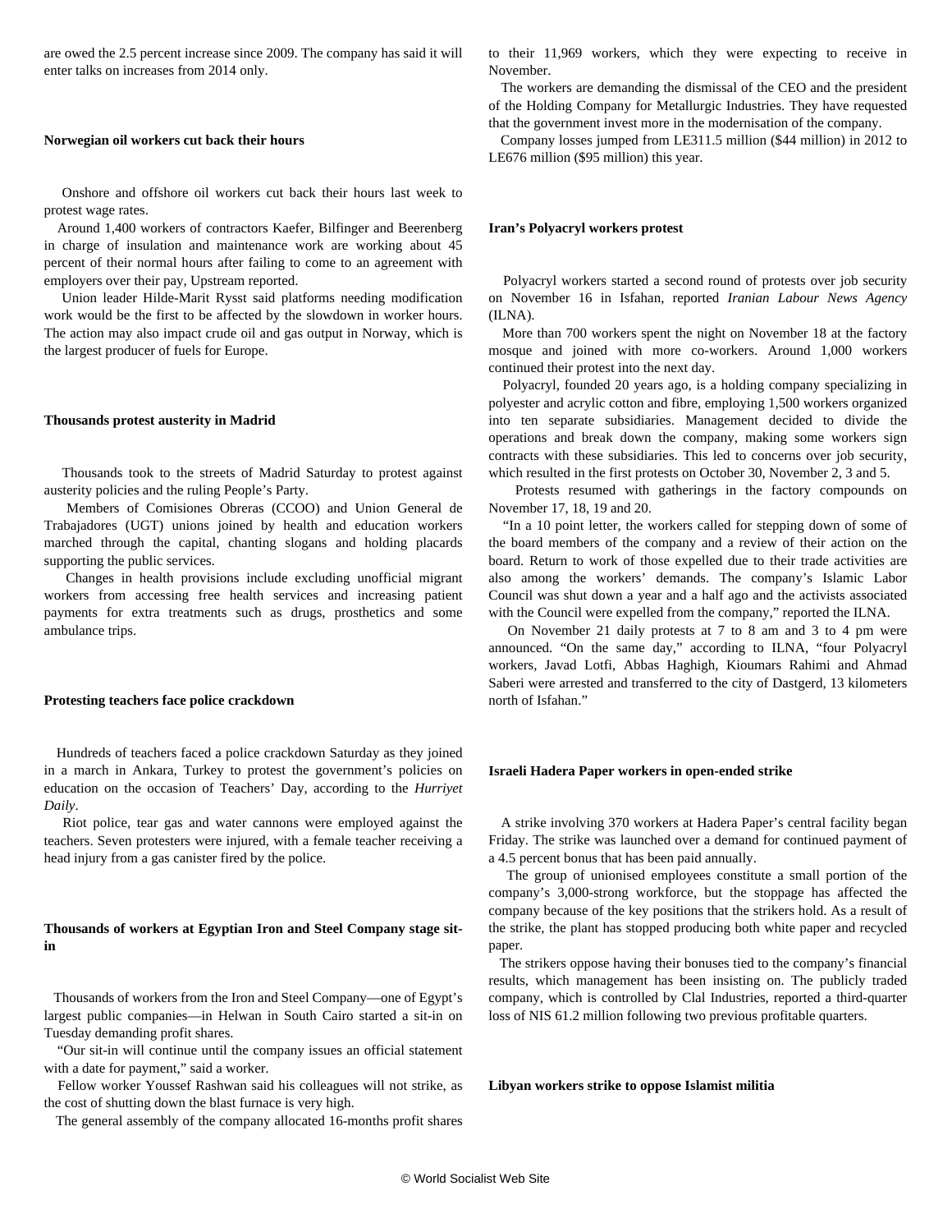are owed the 2.5 percent increase since 2009. The company has said it will enter talks on increases from 2014 only.

**Norwegian oil workers cut back their hours**

Onshore and offshore oil workers cut back their hours last week to protest wage rates.

Around 1,400 workers of contractors Kaefer, Bilfinger and Beerenberg in charge of insulation and maintenance work are working about 45 percent of their normal hours after failing to come to an agreement with employers over their pay, Upstream reported.

Union leader Hilde-Marit Rysst said platforms needing modification work would be the first to be affected by the slowdown in worker hours. The action may also impact crude oil and gas output in Norway, which is the largest producer of fuels for Europe.

**Thousands protest austerity in Madrid**

Thousands took to the streets of Madrid Saturday to protest against austerity policies and the ruling People's Party.

Members of Comisiones Obreras (CCOO) and Union General de Trabajadores (UGT) unions joined by health and education workers marched through the capital, chanting slogans and holding placards supporting the public services.

Changes in health provisions include excluding unofficial migrant workers from accessing free health services and increasing patient payments for extra treatments such as drugs, prosthetics and some ambulance trips.

**Protesting teachers face police crackdown**

Hundreds of teachers faced a police crackdown Saturday as they joined in a march in Ankara, Turkey to protest the government's policies on education on the occasion of Teachers' Day, according to the *Hurriyet Daily*.

Riot police, tear gas and water cannons were employed against the teachers. Seven protesters were injured, with a female teacher receiving a head injury from a gas canister fired by the police.

**Thousands of workers at Egyptian Iron and Steel Company stage sit-in**

Thousands of workers from the Iron and Steel Company—one of Egypt's largest public companies—in Helwan in South Cairo started a sit-in on Tuesday demanding profit shares.

"Our sit-in will continue until the company issues an official statement with a date for payment," said a worker.

Fellow worker Youssef Rashwan said his colleagues will not strike, as the cost of shutting down the blast furnace is very high.

The general assembly of the company allocated 16-months profit shares to their 11,969 workers, which they were expecting to receive in November.

The workers are demanding the dismissal of the CEO and the president of the Holding Company for Metallurgic Industries. They have requested that the government invest more in the modernisation of the company.

Company losses jumped from LE311.5 million ($44 million) in 2012 to LE676 million ($95 million) this year.

**Iran's Polyacryl workers protest**

Polyacryl workers started a second round of protests over job security on November 16 in Isfahan, reported *Iranian Labour News Agency* (ILNA).

More than 700 workers spent the night on November 18 at the factory mosque and joined with more co-workers. Around 1,000 workers continued their protest into the next day.

Polyacryl, founded 20 years ago, is a holding company specializing in polyester and acrylic cotton and fibre, employing 1,500 workers organized into ten separate subsidiaries. Management decided to divide the operations and break down the company, making some workers sign contracts with these subsidiaries. This led to concerns over job security, which resulted in the first protests on October 30, November 2, 3 and 5.

Protests resumed with gatherings in the factory compounds on November 17, 18, 19 and 20.

"In a 10 point letter, the workers called for stepping down of some of the board members of the company and a review of their action on the board. Return to work of those expelled due to their trade activities are also among the workers' demands. The company's Islamic Labor Council was shut down a year and a half ago and the activists associated with the Council were expelled from the company," reported the ILNA.

On November 21 daily protests at 7 to 8 am and 3 to 4 pm were announced. "On the same day," according to ILNA, "four Polyacryl workers, Javad Lotfi, Abbas Haghigh, Kioumars Rahimi and Ahmad Saberi were arrested and transferred to the city of Dastgerd, 13 kilometers north of Isfahan."

**Israeli Hadera Paper workers in open-ended strike**

A strike involving 370 workers at Hadera Paper's central facility began Friday. The strike was launched over a demand for continued payment of a 4.5 percent bonus that has been paid annually.

The group of unionised employees constitute a small portion of the company's 3,000-strong workforce, but the stoppage has affected the company because of the key positions that the strikers hold. As a result of the strike, the plant has stopped producing both white paper and recycled paper.

The strikers oppose having their bonuses tied to the company's financial results, which management has been insisting on. The publicly traded company, which is controlled by Clal Industries, reported a third-quarter loss of NIS 61.2 million following two previous profitable quarters.

**Libyan workers strike to oppose Islamist militia**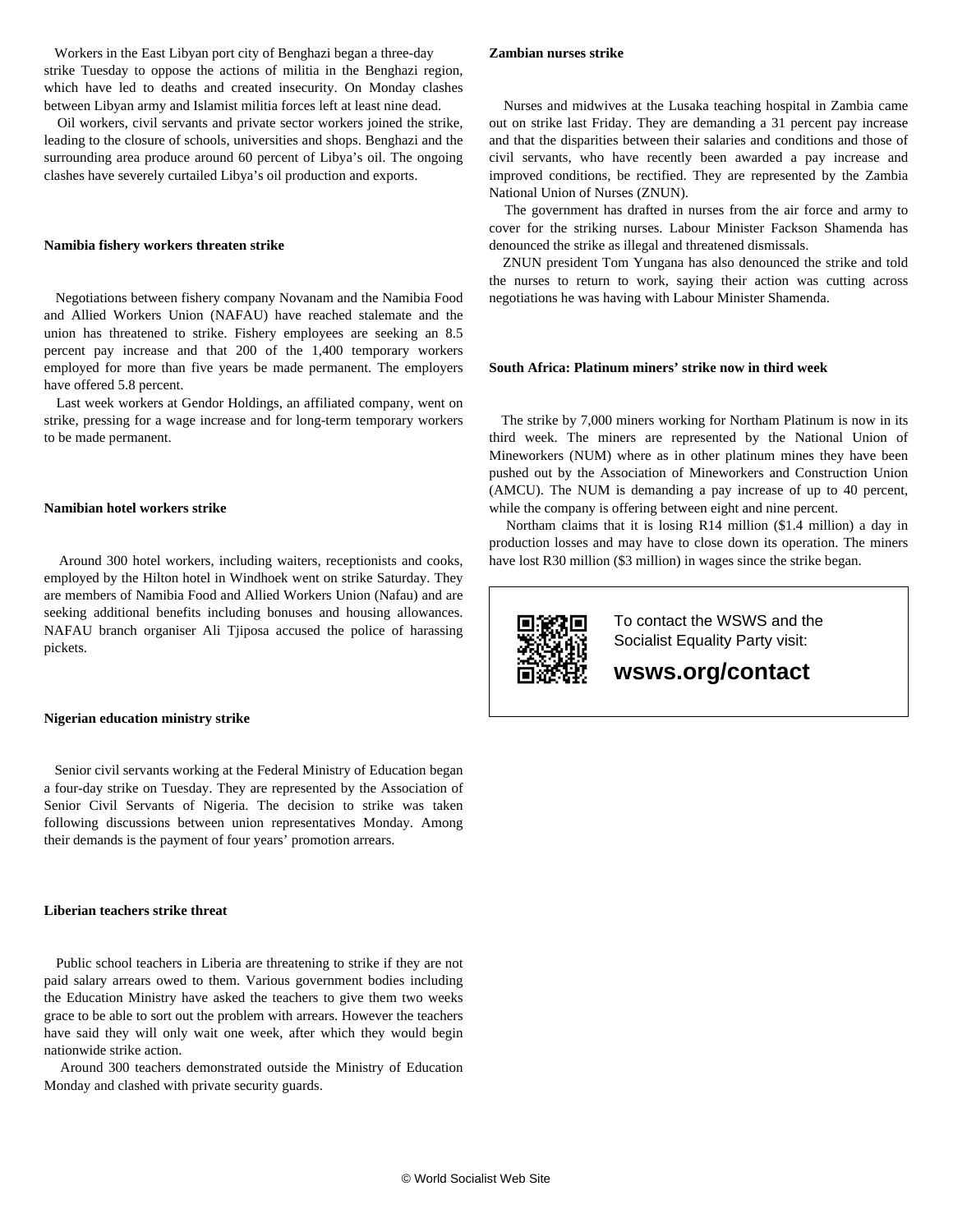Workers in the East Libyan port city of Benghazi began a three-day strike Tuesday to oppose the actions of militia in the Benghazi region, which have led to deaths and created insecurity. On Monday clashes between Libyan army and Islamist militia forces left at least nine dead.

Oil workers, civil servants and private sector workers joined the strike, leading to the closure of schools, universities and shops. Benghazi and the surrounding area produce around 60 percent of Libya's oil. The ongoing clashes have severely curtailed Libya's oil production and exports.

**Namibia fishery workers threaten strike**

Negotiations between fishery company Novanam and the Namibia Food and Allied Workers Union (NAFAU) have reached stalemate and the union has threatened to strike. Fishery employees are seeking an 8.5 percent pay increase and that 200 of the 1,400 temporary workers employed for more than five years be made permanent. The employers have offered 5.8 percent.

Last week workers at Gendor Holdings, an affiliated company, went on strike, pressing for a wage increase and for long-term temporary workers to be made permanent.

**Namibian hotel workers strike**

Around 300 hotel workers, including waiters, receptionists and cooks, employed by the Hilton hotel in Windhoek went on strike Saturday. They are members of Namibia Food and Allied Workers Union (Nafau) and are seeking additional benefits including bonuses and housing allowances. NAFAU branch organiser Ali Tjiposa accused the police of harassing pickets.

**Nigerian education ministry strike**

Senior civil servants working at the Federal Ministry of Education began a four-day strike on Tuesday. They are represented by the Association of Senior Civil Servants of Nigeria. The decision to strike was taken following discussions between union representatives Monday. Among their demands is the payment of four years' promotion arrears.

**Liberian teachers strike threat**

Public school teachers in Liberia are threatening to strike if they are not paid salary arrears owed to them. Various government bodies including the Education Ministry have asked the teachers to give them two weeks grace to be able to sort out the problem with arrears. However the teachers have said they will only wait one week, after which they would begin nationwide strike action.

Around 300 teachers demonstrated outside the Ministry of Education Monday and clashed with private security guards.

**Zambian nurses strike**

Nurses and midwives at the Lusaka teaching hospital in Zambia came out on strike last Friday. They are demanding a 31 percent pay increase and that the disparities between their salaries and conditions and those of civil servants, who have recently been awarded a pay increase and improved conditions, be rectified. They are represented by the Zambia National Union of Nurses (ZNUN).

The government has drafted in nurses from the air force and army to cover for the striking nurses. Labour Minister Fackson Shamenda has denounced the strike as illegal and threatened dismissals.

ZNUN president Tom Yungana has also denounced the strike and told the nurses to return to work, saying their action was cutting across negotiations he was having with Labour Minister Shamenda.

**South Africa: Platinum miners' strike now in third week**

The strike by 7,000 miners working for Northam Platinum is now in its third week. The miners are represented by the National Union of Mineworkers (NUM) where as in other platinum mines they have been pushed out by the Association of Mineworkers and Construction Union (AMCU). The NUM is demanding a pay increase of up to 40 percent, while the company is offering between eight and nine percent.

Northam claims that it is losing R14 million ($1.4 million) a day in production losses and may have to close down its operation. The miners have lost R30 million ($3 million) in wages since the strike began.

To contact the WSWS and the Socialist Equality Party visit:

**wsws.org/contact**